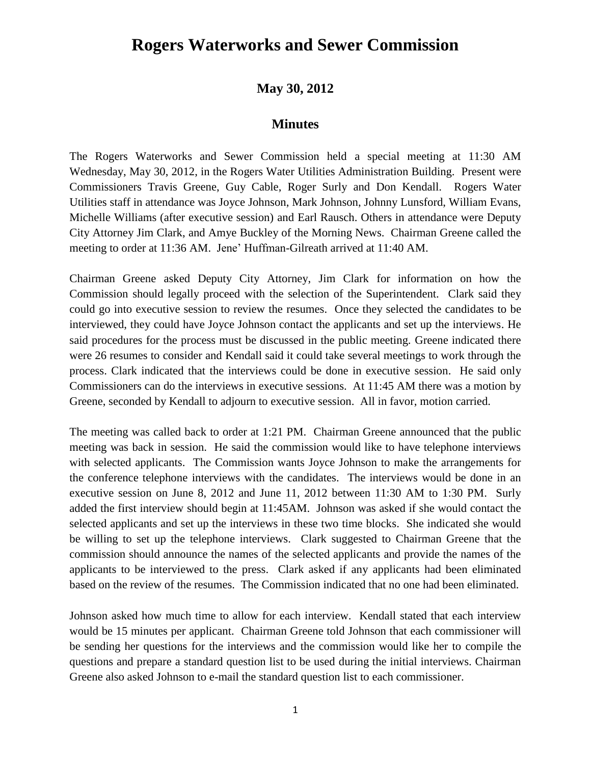# Rogers Waterworks and Sewer Commission

## May 30, 2012

## Minutes

The Rogers Waterworks and Sewer Commission held a special meeting at 11:30 AM Wednesday, May 30, 2012, in the Rogers Water Utilities Administration Building. Present were Commissioners Travis Greene, Guy Cable, Roger Surly and Don Kendall. Rogers Water Utilities staff in attendance was Joyce Johnson, Mark Johnson, Johnny Lunsford, William Evans, Michelle Williams (after executive session) and Earl Rausch. Others in attendance were Deputy City Attorney Jim Clark, and Amye Buckley of the Morning News. Chairman Greene called the meeting to order at 11:36 AM. Jene' Huffman-Gilreath arrived at 11:40 AM.

Chairman Greene asked Deputy City Attorney, Jim Clark for information on how the Commission should legally proceed with the selection of the Superintendent. Clark said they could go into executive session to review the resumes. Once they selected the candidates to be interviewed, they could have Joyce Johnson contact the applicants and set up the interviews. He said procedures for the process must be discussed in the public meeting. Greene indicated there were 26 resumes to consider and Kendall said it could take several meetings to work through the process. Clark indicated that the interviews could be done in executive session. He said only Commissioners can do the interviews in executive sessions. At 11:45 AM there was a motion by Greene, seconded by Kendall to adjourn to executive session. All in favor, motion carried.

The meeting was called back to order at 1:21 PM. Chairman Greene announced that the public meeting was back in session. He said the commission would like to have telephone interviews with selected applicants. The Commission wants Joyce Johnson to make the arrangements for the conference telephone interviews with the candidates. The interviews would be done in an executive session on June 8, 2012 and June 11, 2012 between 11:30 AM to 1:30 PM. Surly added the first interview should begin at 11:45AM. Johnson was asked if she would contact the selected applicants and set up the interviews in these two time blocks. She indicated she would be willing to set up the telephone interviews. Clark suggested to Chairman Greene that the commission should announce the names of the selected applicants and provide the names of the applicants to be interviewed to the press. Clark asked if any applicants had been eliminated based on the review of the resumes. The Commission indicated that no one had been eliminated.

Johnson asked how much time to allow for each interview. Kendall stated that each interview would be 15 minutes per applicant. Chairman Greene told Johnson that each commissioner will be sending her questions for the interviews and the commission would like her to compile the questions and prepare a standard question list to be used during the initial interviews. Chairman Greene also asked Johnson to e-mail the standard question list to each commissioner.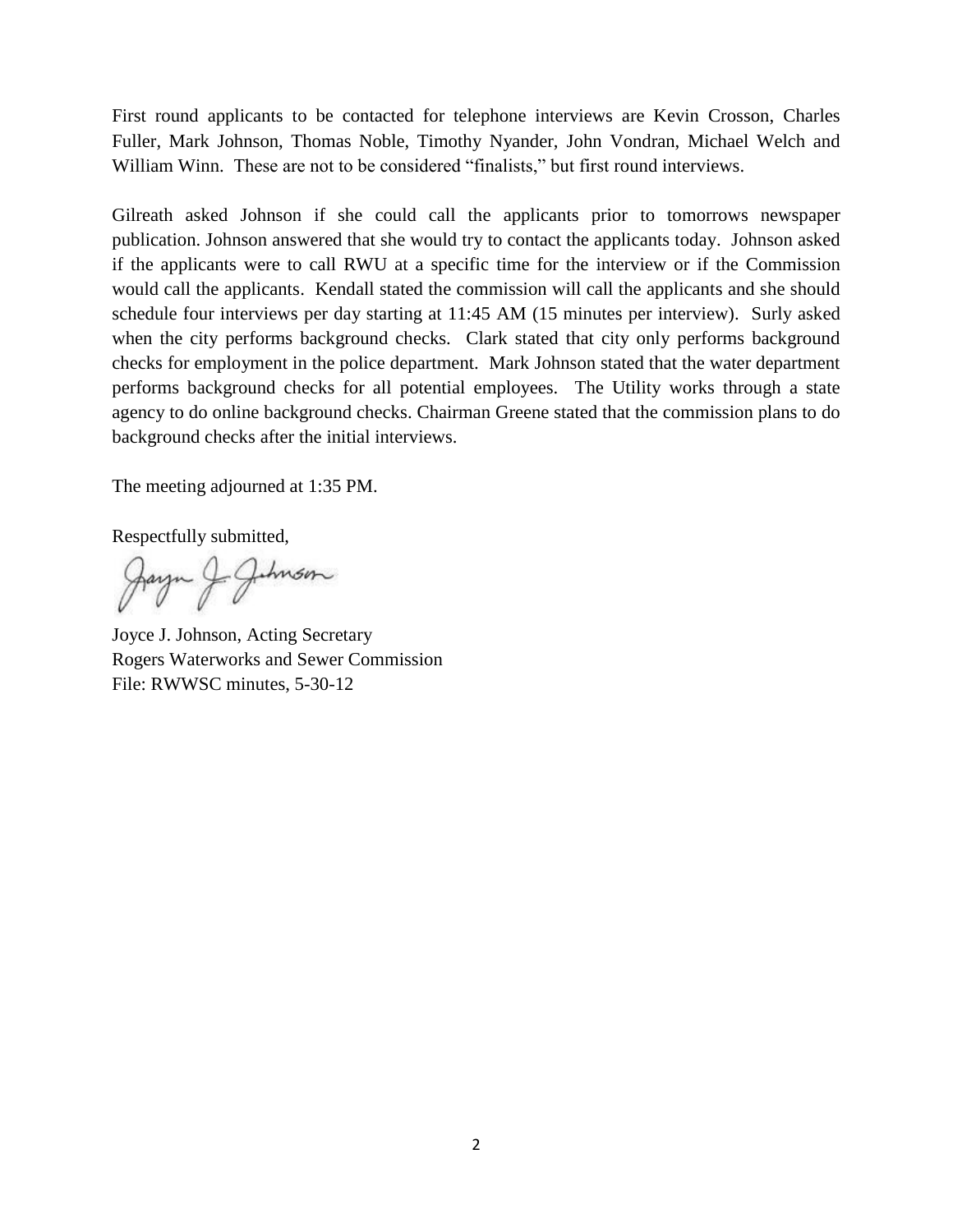First round applicants to be contacted for telephone interviews are Kevin Crosson, Charles Fuller, Mark Johnson, Thomas Noble, Timothy Nyander, John Vondran, Michael Welch and William Winn. These are not to be considered "finalists," but first round interviews.

Gilreath asked Johnson if she could call the applicants prior to tomorrows newspaper publication. Johnson answered that she would try to contact the applicants today. Johnson asked if the applicants were to call RWU at a specific time for the interview or if the Commission would call the applicants. Kendall stated the commission will call the applicants and she should schedule four interviews per day starting at 11:45 AM (15 minutes per interview). Surly asked when the city performs background checks. Clark stated that city only performs background checks for employment in the police department. Mark Johnson stated that the water department performs background checks for all potential employees. The Utility works through a state agency to do online background checks. Chairman Greene stated that the commission plans to do background checks after the initial interviews.

The meeting adjourned at 1:35 PM.

Respectfully submitted,

Joyce J. Johnson, Acting Secretary
Rogers Waterworks and Sewer Commission
File: RWWSC minutes, 5-30-12